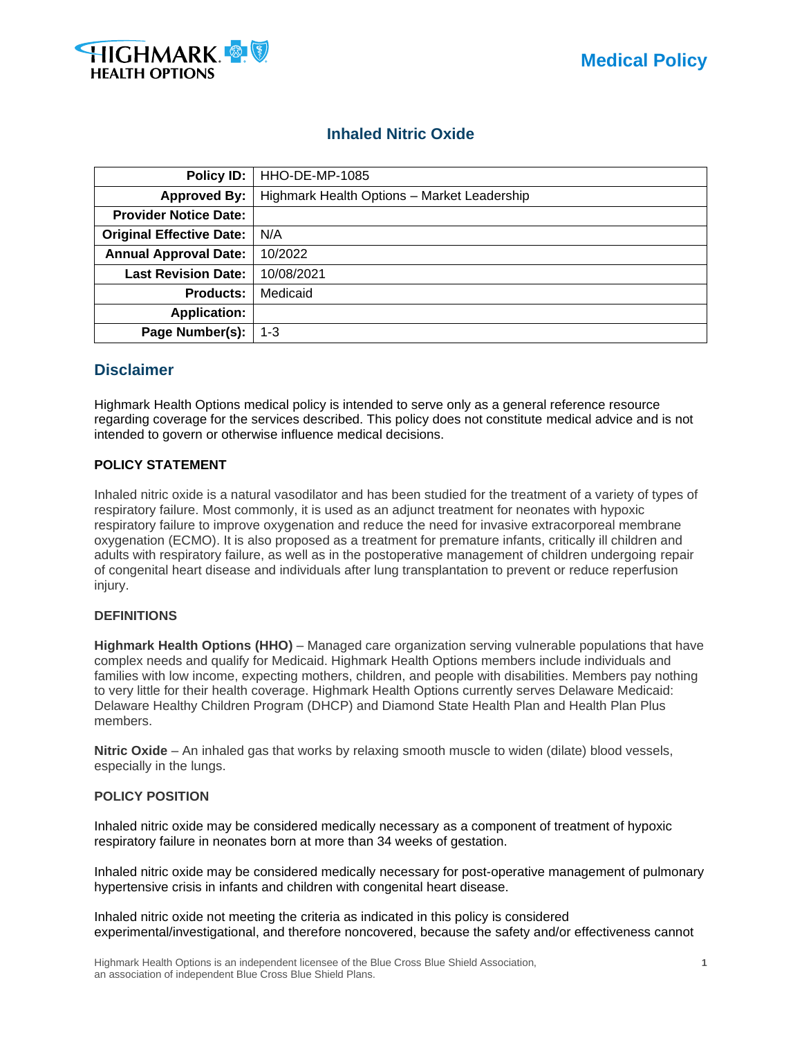Medical Policy

# Inhaled Nitric Oxide

| Policy ID: | HHO-DE-MP-1085 |
| --- | --- |
| Approved By: | Highmark Health Options – Market Leadership |
| Provider Notice Date: | |
| Original Effective Date: | N/A |
| Annual Approval Date: | 10/2022 |
| Last Revision Date: | 10/08/2021 |
| Products: | Medicaid |
| Application: | |
| Page Number(s): | 1-3 |

## Disclaimer

Highmark Health Options medical policy is intended to serve only as a general reference resource regarding coverage for the services described. This policy does not constitute medical advice and is not intended to govern or otherwise influence medical decisions.

### POLICY STATEMENT

Inhaled nitric oxide is a natural vasodilator and has been studied for the treatment of a variety of types of respiratory failure. Most commonly, it is used as an adjunct treatment for neonates with hypoxic respiratory failure to improve oxygenation and reduce the need for invasive extracorporeal membrane oxygenation (ECMO). It is also proposed as a treatment for premature infants, critically ill children and adults with respiratory failure, as well as in the postoperative management of children undergoing repair of congenital heart disease and individuals after lung transplantation to prevent or reduce reperfusion injury.

### DEFINITIONS

**Highmark Health Options (HHO)** – Managed care organization serving vulnerable populations that have complex needs and qualify for Medicaid. Highmark Health Options members include individuals and families with low income, expecting mothers, children, and people with disabilities. Members pay nothing to very little for their health coverage. Highmark Health Options currently serves Delaware Medicaid: Delaware Healthy Children Program (DHCP) and Diamond State Health Plan and Health Plan Plus members.

**Nitric Oxide** – An inhaled gas that works by relaxing smooth muscle to widen (dilate) blood vessels, especially in the lungs.

### POLICY POSITION

Inhaled nitric oxide may be considered medically necessary as a component of treatment of hypoxic respiratory failure in neonates born at more than 34 weeks of gestation.

Inhaled nitric oxide may be considered medically necessary for post-operative management of pulmonary hypertensive crisis in infants and children with congenital heart disease.

Inhaled nitric oxide not meeting the criteria as indicated in this policy is considered experimental/investigational, and therefore noncovered, because the safety and/or effectiveness cannot

Highmark Health Options is an independent licensee of the Blue Cross Blue Shield Association, an association of independent Blue Cross Blue Shield Plans.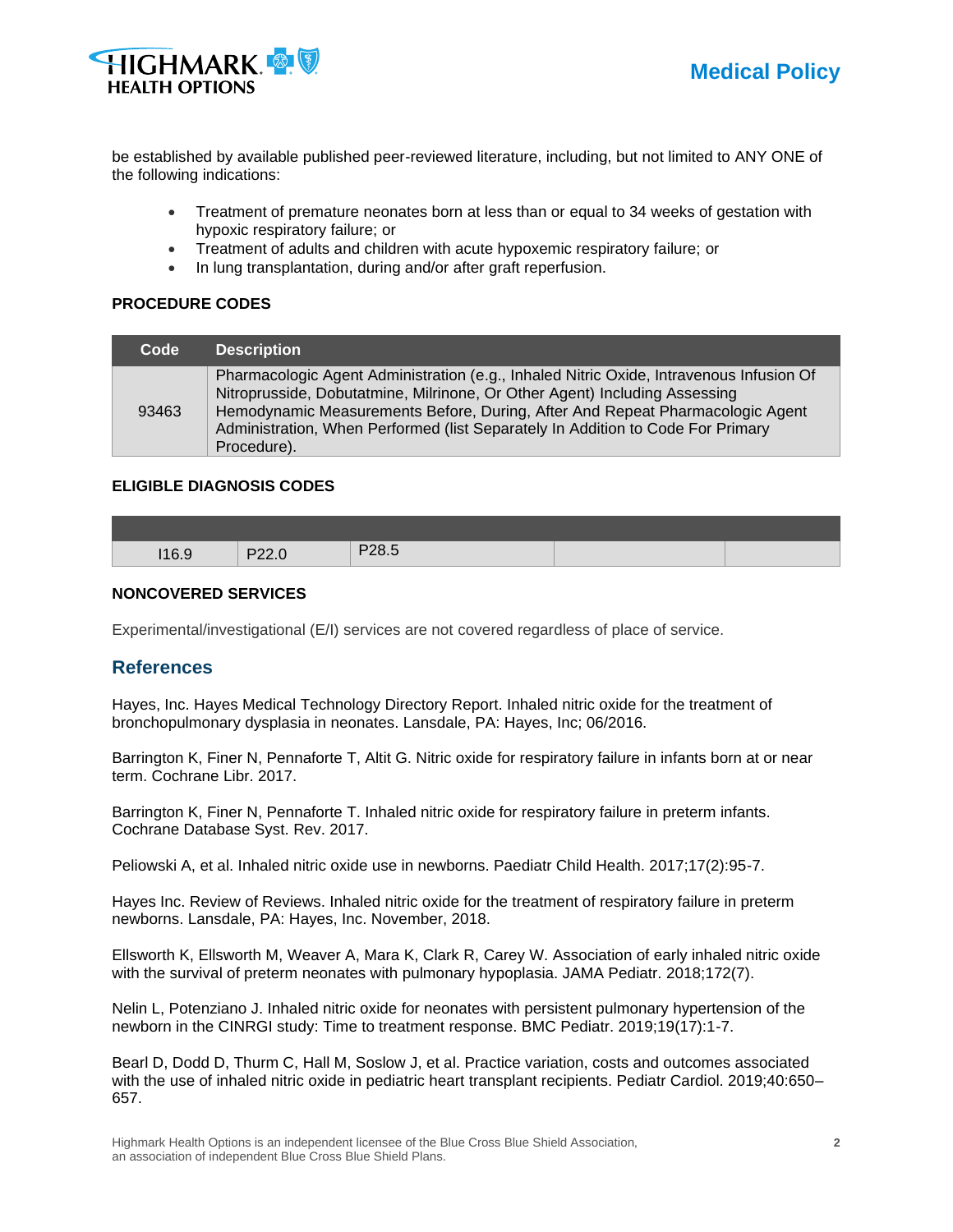be established by available published peer-reviewed literature, including, but not limited to ANY ONE of the following indications:

- Treatment of premature neonates born at less than or equal to 34 weeks of gestation with hypoxic respiratory failure; or
- Treatment of adults and children with acute hypoxemic respiratory failure; or
- In lung transplantation, during and/or after graft reperfusion.

**PROCEDURE CODES**

| Code | Description |
|---|---|
| 93463 | Pharmacologic Agent Administration (e.g., Inhaled Nitric Oxide, Intravenous Infusion Of Nitroprusside, Dobutatmine, Milrinone, Or Other Agent) Including Assessing Hemodynamic Measurements Before, During, After And Repeat Pharmacologic Agent Administration, When Performed (list Separately In Addition to Code For Primary Procedure). |

**ELIGIBLE DIAGNOSIS CODES**

| | | | | |
|---|---|---|---|---|
| I16.9 | P22.0 | P28.5 | | |

**NONCOVERED SERVICES**

Experimental/investigational (E/I) services are not covered regardless of place of service.

## References

Hayes, Inc. Hayes Medical Technology Directory Report. Inhaled nitric oxide for the treatment of bronchopulmonary dysplasia in neonates. Lansdale, PA: Hayes, Inc; 06/2016.

Barrington K, Finer N, Pennaforte T, Altit G. Nitric oxide for respiratory failure in infants born at or near term. Cochrane Libr. 2017.

Barrington K, Finer N, Pennaforte T. Inhaled nitric oxide for respiratory failure in preterm infants. Cochrane Database Syst. Rev. 2017.

Peliowski A, et al. Inhaled nitric oxide use in newborns. Paediatr Child Health. 2017;17(2):95-7.

Hayes Inc. Review of Reviews. Inhaled nitric oxide for the treatment of respiratory failure in preterm newborns. Lansdale, PA: Hayes, Inc. November, 2018.

Ellsworth K, Ellsworth M, Weaver A, Mara K, Clark R, Carey W. Association of early inhaled nitric oxide with the survival of preterm neonates with pulmonary hypoplasia. JAMA Pediatr. 2018;172(7).

Nelin L, Potenziano J. Inhaled nitric oxide for neonates with persistent pulmonary hypertension of the newborn in the CINRGI study: Time to treatment response. BMC Pediatr. 2019;19(17):1-7.

Bearl D, Dodd D, Thurm C, Hall M, Soslow J, et al. Practice variation, costs and outcomes associated with the use of inhaled nitric oxide in pediatric heart transplant recipients. Pediatr Cardiol. 2019;40:650–657.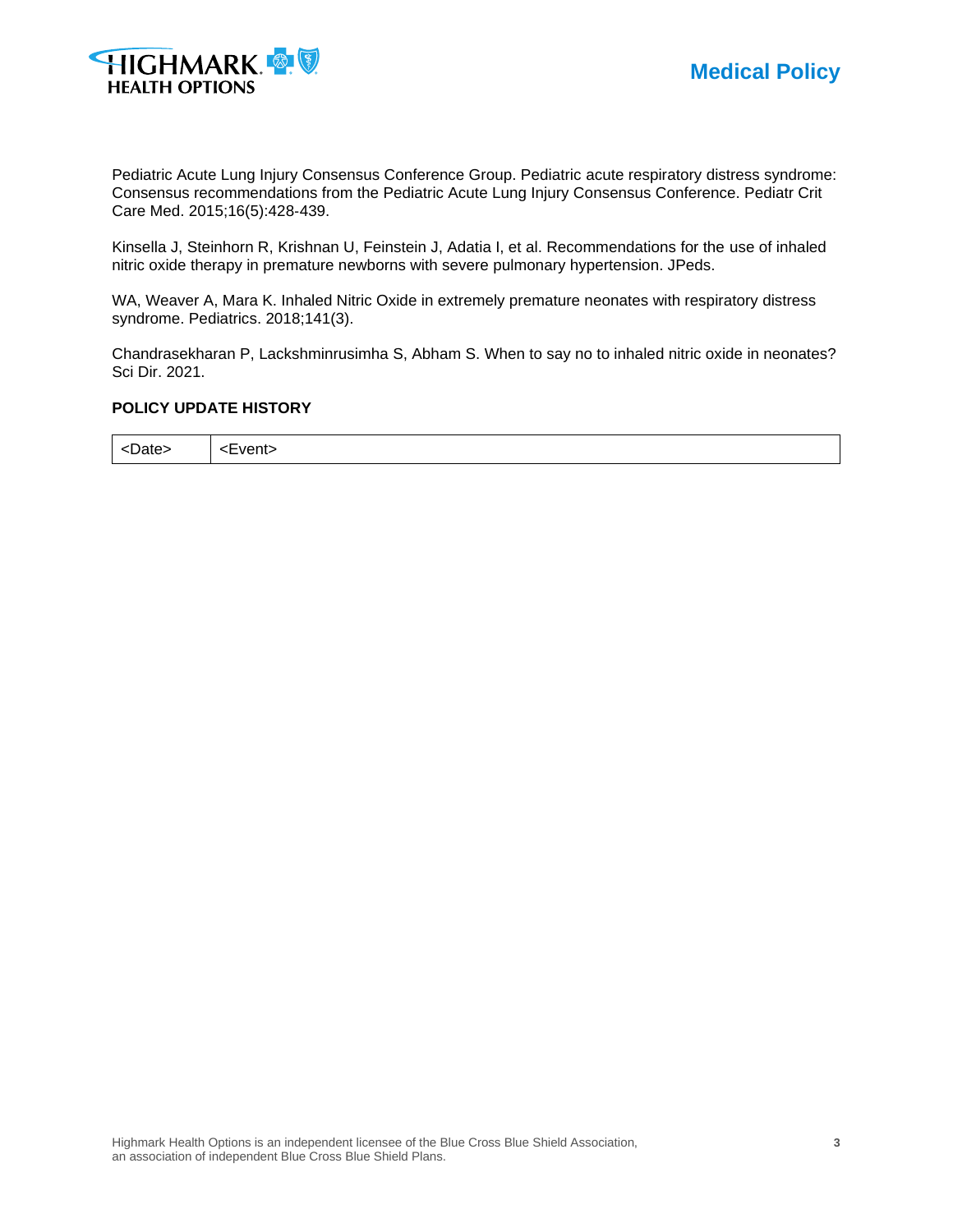Pediatric Acute Lung Injury Consensus Conference Group. Pediatric acute respiratory distress syndrome: Consensus recommendations from the Pediatric Acute Lung Injury Consensus Conference. Pediatr Crit Care Med. 2015;16(5):428-439.

Kinsella J, Steinhorn R, Krishnan U, Feinstein J, Adatia I, et al. Recommendations for the use of inhaled nitric oxide therapy in premature newborns with severe pulmonary hypertension. JPeds.

WA, Weaver A, Mara K. Inhaled Nitric Oxide in extremely premature neonates with respiratory distress syndrome. Pediatrics. 2018;141(3).

Chandrasekharan P, Lackshminrusimha S, Abham S. When to say no to inhaled nitric oxide in neonates? Sci Dir. 2021.

**POLICY UPDATE HISTORY**

| | |
|---|---|
| <Date> | <Event> |